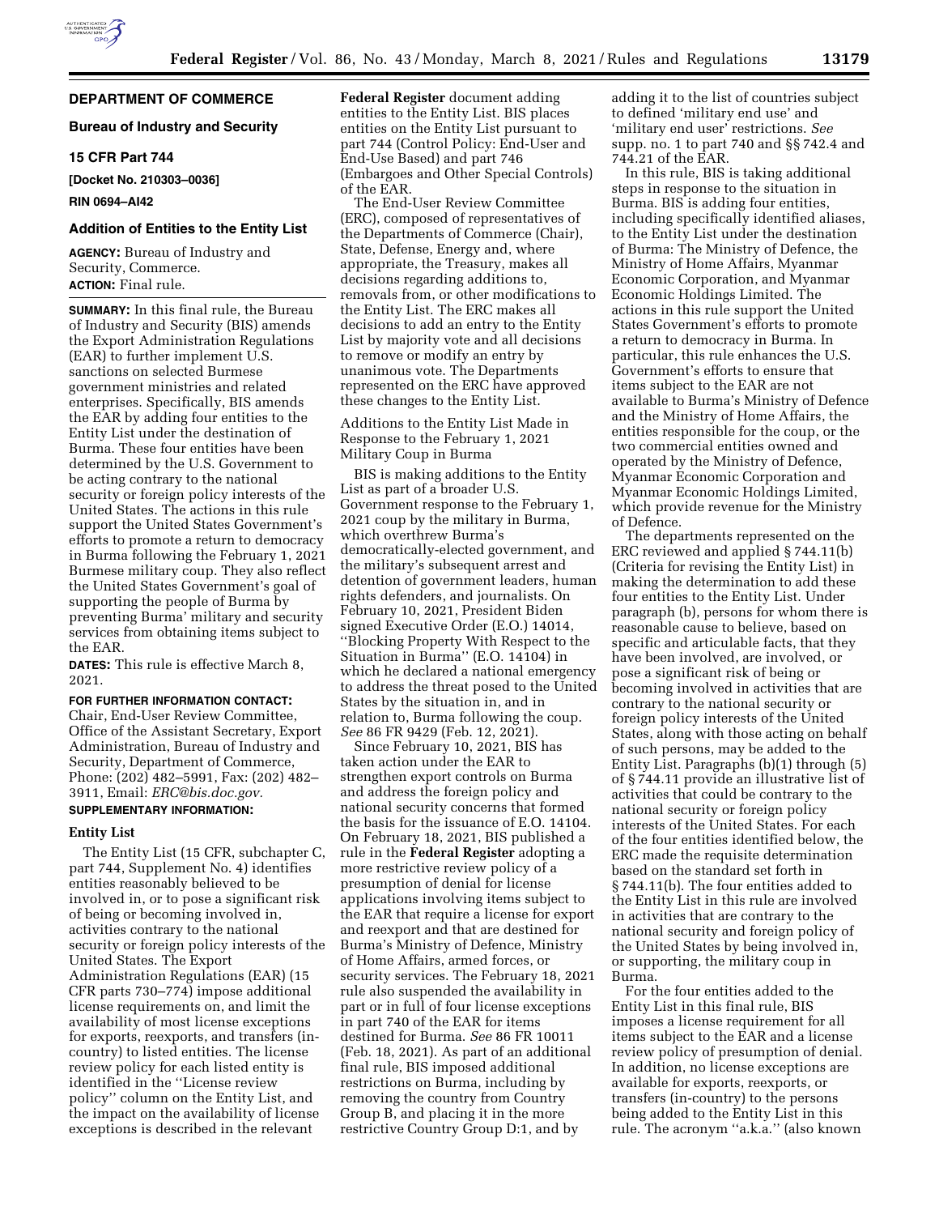**DEPARTMENT OF COMMERCE**

**Bureau of Industry and Security**

**15 CFR Part 744**

**[Docket No. 210303–0036]**

**RIN 0694–AI42**

## Addition of Entities to the Entity List

**AGENCY:** Bureau of Industry and Security, Commerce.

**ACTION:** Final rule.

**SUMMARY:** In this final rule, the Bureau of Industry and Security (BIS) amends the Export Administration Regulations (EAR) to further implement U.S. sanctions on selected Burmese government ministries and related enterprises. Specifically, BIS amends the EAR by adding four entities to the Entity List under the destination of Burma. These four entities have been determined by the U.S. Government to be acting contrary to the national security or foreign policy interests of the United States. The actions in this rule support the United States Government's efforts to promote a return to democracy in Burma following the February 1, 2021 Burmese military coup. They also reflect the United States Government's goal of supporting the people of Burma by preventing Burma' military and security services from obtaining items subject to the EAR.

**DATES:** This rule is effective March 8, 2021.

**FOR FURTHER INFORMATION CONTACT:** Chair, End-User Review Committee, Office of the Assistant Secretary, Export Administration, Bureau of Industry and Security, Department of Commerce, Phone: (202) 482–5991, Fax: (202) 482–3911, Email: *ERC@bis.doc.gov.*

**SUPPLEMENTARY INFORMATION:**

### Entity List

The Entity List (15 CFR, subchapter C, part 744, Supplement No. 4) identifies entities reasonably believed to be involved in, or to pose a significant risk of being or becoming involved in, activities contrary to the national security or foreign policy interests of the United States. The Export Administration Regulations (EAR) (15 CFR parts 730–774) impose additional license requirements on, and limit the availability of most license exceptions for exports, reexports, and transfers (in-country) to listed entities. The license review policy for each listed entity is identified in the ''License review policy'' column on the Entity List, and the impact on the availability of license exceptions is described in the relevant **Federal Register** document adding entities to the Entity List. BIS places entities on the Entity List pursuant to part 744 (Control Policy: End-User and End-Use Based) and part 746 (Embargoes and Other Special Controls) of the EAR.

The End-User Review Committee (ERC), composed of representatives of the Departments of Commerce (Chair), State, Defense, Energy and, where appropriate, the Treasury, makes all decisions regarding additions to, removals from, or other modifications to the Entity List. The ERC makes all decisions to add an entry to the Entity List by majority vote and all decisions to remove or modify an entry by unanimous vote. The Departments represented on the ERC have approved these changes to the Entity List.

Additions to the Entity List Made in Response to the February 1, 2021 Military Coup in Burma

BIS is making additions to the Entity List as part of a broader U.S. Government response to the February 1, 2021 coup by the military in Burma, which overthrew Burma's democratically-elected government, and the military's subsequent arrest and detention of government leaders, human rights defenders, and journalists. On February 10, 2021, President Biden signed Executive Order (E.O.) 14014, ''Blocking Property With Respect to the Situation in Burma'' (E.O. 14104) in which he declared a national emergency to address the threat posed to the United States by the situation in, and in relation to, Burma following the coup. *See* 86 FR 9429 (Feb. 12, 2021).

Since February 10, 2021, BIS has taken action under the EAR to strengthen export controls on Burma and address the foreign policy and national security concerns that formed the basis for the issuance of E.O. 14104. On February 18, 2021, BIS published a rule in the **Federal Register** adopting a more restrictive review policy of a presumption of denial for license applications involving items subject to the EAR that require a license for export and reexport and that are destined for Burma's Ministry of Defence, Ministry of Home Affairs, armed forces, or security services. The February 18, 2021 rule also suspended the availability in part or in full of four license exceptions in part 740 of the EAR for items destined for Burma. *See* 86 FR 10011 (Feb. 18, 2021). As part of an additional final rule, BIS imposed additional restrictions on Burma, including by removing the country from Country Group B, and placing it in the more restrictive Country Group D:1, and by adding it to the list of countries subject to defined 'military end use' and 'military end user' restrictions. *See* supp. no. 1 to part 740 and §§ 742.4 and 744.21 of the EAR.

In this rule, BIS is taking additional steps in response to the situation in Burma. BIS is adding four entities, including specifically identified aliases, to the Entity List under the destination of Burma: The Ministry of Defence, the Ministry of Home Affairs, Myanmar Economic Corporation, and Myanmar Economic Holdings Limited. The actions in this rule support the United States Government's efforts to promote a return to democracy in Burma. In particular, this rule enhances the U.S. Government's efforts to ensure that items subject to the EAR are not available to Burma's Ministry of Defence and the Ministry of Home Affairs, the entities responsible for the coup, or the two commercial entities owned and operated by the Ministry of Defence, Myanmar Economic Corporation and Myanmar Economic Holdings Limited, which provide revenue for the Ministry of Defence.

The departments represented on the ERC reviewed and applied § 744.11(b) (Criteria for revising the Entity List) in making the determination to add these four entities to the Entity List. Under paragraph (b), persons for whom there is reasonable cause to believe, based on specific and articulable facts, that they have been involved, are involved, or pose a significant risk of being or becoming involved in activities that are contrary to the national security or foreign policy interests of the United States, along with those acting on behalf of such persons, may be added to the Entity List. Paragraphs (b)(1) through (5) of § 744.11 provide an illustrative list of activities that could be contrary to the national security or foreign policy interests of the United States. For each of the four entities identified below, the ERC made the requisite determination based on the standard set forth in § 744.11(b). The four entities added to the Entity List in this rule are involved in activities that are contrary to the national security and foreign policy of the United States by being involved in, or supporting, the military coup in Burma.

For the four entities added to the Entity List in this final rule, BIS imposes a license requirement for all items subject to the EAR and a license review policy of presumption of denial. In addition, no license exceptions are available for exports, reexports, or transfers (in-country) to the persons being added to the Entity List in this rule. The acronym ''a.k.a.'' (also known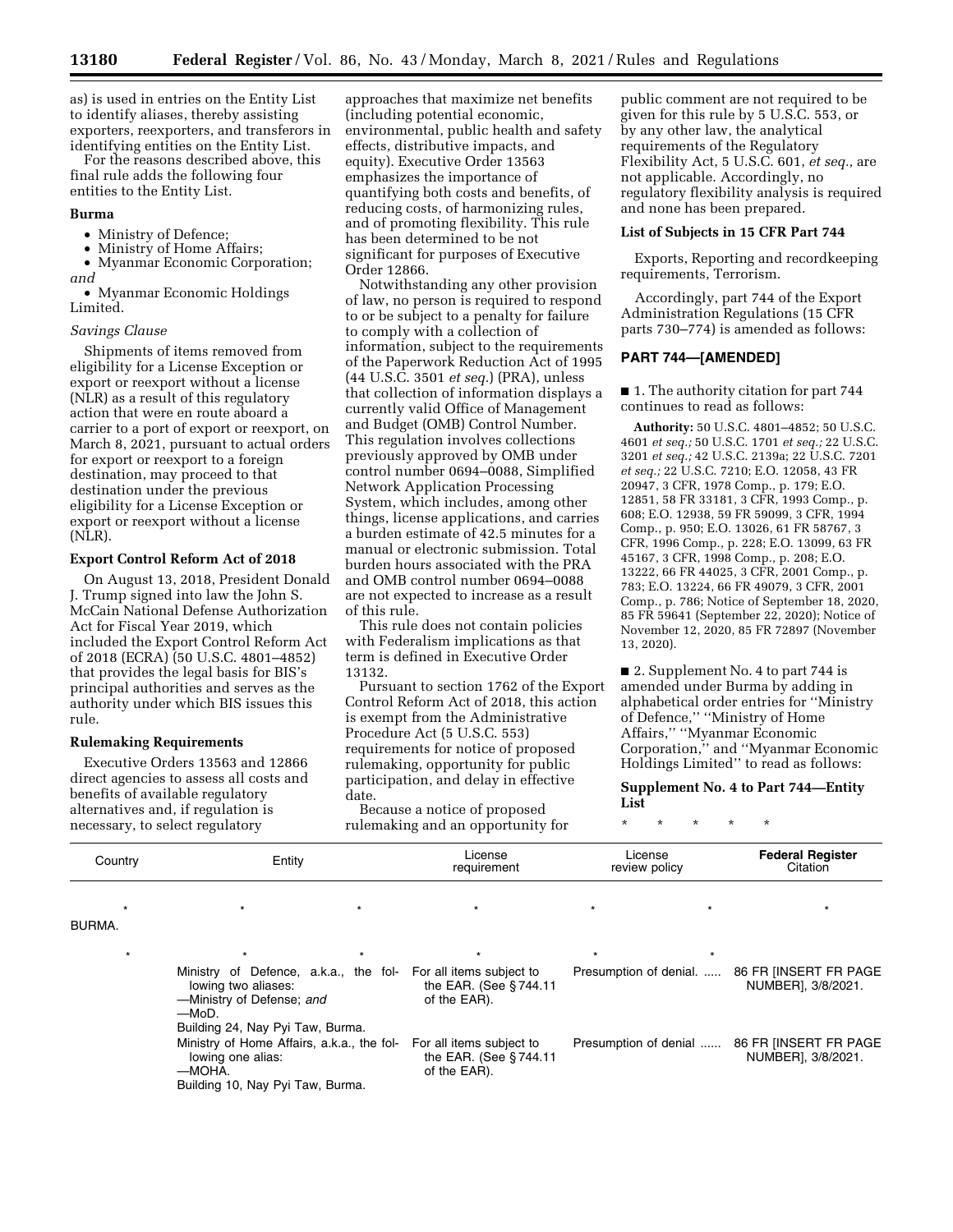as) is used in entries on the Entity List to identify aliases, thereby assisting exporters, reexporters, and transferors in identifying entities on the Entity List.

For the reasons described above, this final rule adds the following four entities to the Entity List.

**Burma**

- Ministry of Defence;
- Ministry of Home Affairs;
- Myanmar Economic Corporation; *and*
- Myanmar Economic Holdings Limited.

*Savings Clause*

Shipments of items removed from eligibility for a License Exception or export or reexport without a license (NLR) as a result of this regulatory action that were en route aboard a carrier to a port of export or reexport, on March 8, 2021, pursuant to actual orders for export or reexport to a foreign destination, may proceed to that destination under the previous eligibility for a License Exception or export or reexport without a license (NLR).

**Export Control Reform Act of 2018**

On August 13, 2018, President Donald J. Trump signed into law the John S. McCain National Defense Authorization Act for Fiscal Year 2019, which included the Export Control Reform Act of 2018 (ECRA) (50 U.S.C. 4801–4852) that provides the legal basis for BIS's principal authorities and serves as the authority under which BIS issues this rule.

**Rulemaking Requirements**

Executive Orders 13563 and 12866 direct agencies to assess all costs and benefits of available regulatory alternatives and, if regulation is necessary, to select regulatory approaches that maximize net benefits (including potential economic, environmental, public health and safety effects, distributive impacts, and equity). Executive Order 13563 emphasizes the importance of quantifying both costs and benefits, of reducing costs, of harmonizing rules, and of promoting flexibility. This rule has been determined to be not significant for purposes of Executive Order 12866.

Notwithstanding any other provision of law, no person is required to respond to or be subject to a penalty for failure to comply with a collection of information, subject to the requirements of the Paperwork Reduction Act of 1995 (44 U.S.C. 3501 *et seq.*) (PRA), unless that collection of information displays a currently valid Office of Management and Budget (OMB) Control Number. This regulation involves collections previously approved by OMB under control number 0694–0088, Simplified Network Application Processing System, which includes, among other things, license applications, and carries a burden estimate of 42.5 minutes for a manual or electronic submission. Total burden hours associated with the PRA and OMB control number 0694–0088 are not expected to increase as a result of this rule.

This rule does not contain policies with Federalism implications as that term is defined in Executive Order 13132.

Pursuant to section 1762 of the Export Control Reform Act of 2018, this action is exempt from the Administrative Procedure Act (5 U.S.C. 553) requirements for notice of proposed rulemaking, opportunity for public participation, and delay in effective date.

Because a notice of proposed rulemaking and an opportunity for public comment are not required to be given for this rule by 5 U.S.C. 553, or by any other law, the analytical requirements of the Regulatory Flexibility Act, 5 U.S.C. 601, *et seq.,* are not applicable. Accordingly, no regulatory flexibility analysis is required and none has been prepared.

**List of Subjects in 15 CFR Part 744**

Exports, Reporting and recordkeeping requirements, Terrorism.

Accordingly, part 744 of the Export Administration Regulations (15 CFR parts 730–774) is amended as follows:

## PART 744—[AMENDED]

■ 1. The authority citation for part 744 continues to read as follows:

**Authority:** 50 U.S.C. 4801–4852; 50 U.S.C. 4601 *et seq.;* 50 U.S.C. 1701 *et seq.;* 22 U.S.C. 3201 *et seq.;* 42 U.S.C. 2139a; 22 U.S.C. 7201 *et seq.;* 22 U.S.C. 7210; E.O. 12058, 43 FR 20947, 3 CFR, 1978 Comp., p. 179; E.O. 12851, 58 FR 33181, 3 CFR, 1993 Comp., p. 608; E.O. 12938, 59 FR 59099, 3 CFR, 1994 Comp., p. 950; E.O. 13026, 61 FR 58767, 3 CFR, 1996 Comp., p. 228; E.O. 13099, 63 FR 45167, 3 CFR, 1998 Comp., p. 208; E.O. 13222, 66 FR 44025, 3 CFR, 2001 Comp., p. 783; E.O. 13224, 66 FR 49079, 3 CFR, 2001 Comp., p. 786; Notice of September 18, 2020, 85 FR 59641 (September 22, 2020); Notice of November 12, 2020, 85 FR 72897 (November 13, 2020).

■ 2. Supplement No. 4 to part 744 is amended under Burma by adding in alphabetical order entries for ''Ministry of Defence,'' ''Ministry of Home Affairs,'' ''Myanmar Economic Corporation,'' and ''Myanmar Economic Holdings Limited'' to read as follows:

**Supplement No. 4 to Part 744—Entity List**

\* \* \* \* \*

| Country | Entity | License requirement | License review policy | Federal Register Citation |
|---|---|---|---|---|
| \* | \* | \* | \* | \* |
| BURMA. | | | | |
| \* | \* | \* | \* | \* |
| | Ministry of Defence, a.k.a., the following two aliases:<br>—Ministry of Defense; *and*<br>—MoD.<br>Building 24, Nay Pyi Taw, Burma. | For all items subject to the EAR. (See § 744.11 of the EAR). | Presumption of denial. | 86 FR [INSERT FR PAGE NUMBER], 3/8/2021. |
| | Ministry of Home Affairs, a.k.a., the following one alias:<br>—MOHA.<br>Building 10, Nay Pyi Taw, Burma. | For all items subject to the EAR. (See § 744.11 of the EAR). | Presumption of denial | 86 FR [INSERT FR PAGE NUMBER], 3/8/2021. |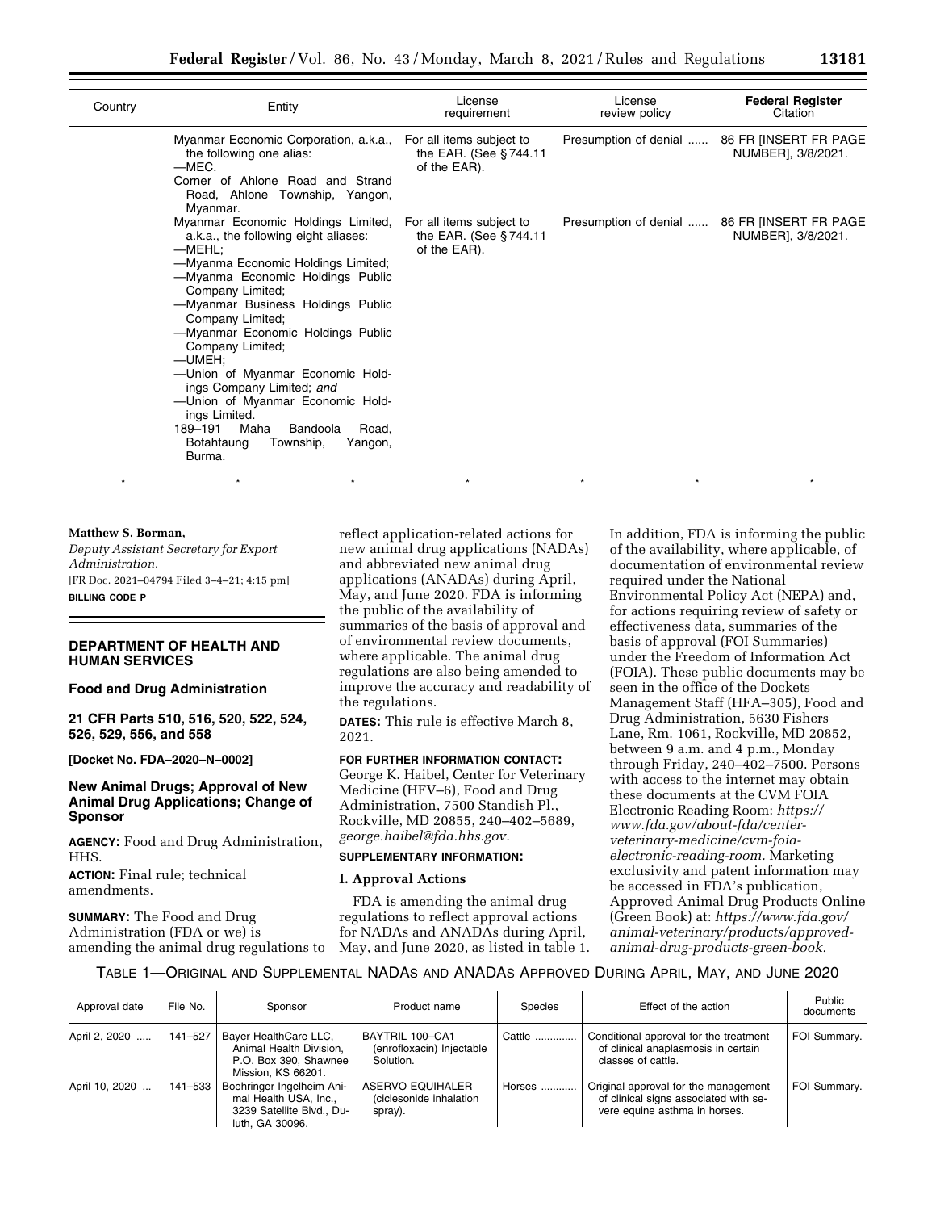| Country | Entity | License requirement | License review policy | **Federal Register** Citation |
|---|---|---|---|---|
| | Myanmar Economic Corporation, a.k.a., the following one alias: —MEC. Corner of Ahlone Road and Strand Road, Ahlone Township, Yangon, Myanmar. | For all items subject to the EAR. (See § 744.11 of the EAR). | Presumption of denial ...... | 86 FR [INSERT FR PAGE NUMBER], 3/8/2021. |
| | Myanmar Economic Holdings Limited, a.k.a., the following eight aliases: —MEHL; —Myanma Economic Holdings Limited; —Myanma Economic Holdings Public Company Limited; —Myanmar Business Holdings Public Company Limited; —Myanmar Economic Holdings Public Company Limited; —UMEH; —Union of Myanmar Economic Holdings Company Limited; *and* —Union of Myanmar Economic Holdings Limited. 189–191 Maha Bandoola Road, Botahtaung Township, Yangon, Burma. | For all items subject to the EAR. (See § 744.11 of the EAR). | Presumption of denial ...... | 86 FR [INSERT FR PAGE NUMBER], 3/8/2021. |
| * | * * | * | * * | * |

**Matthew S. Borman,**

*Deputy Assistant Secretary for Export Administration.*

[FR Doc. 2021–04794 Filed 3–4–21; 4:15 pm]

**BILLING CODE P**

---

## DEPARTMENT OF HEALTH AND HUMAN SERVICES

### Food and Drug Administration

### 21 CFR Parts 510, 516, 520, 522, 524, 526, 529, 556, and 558

### [Docket No. FDA–2020–N–0002]

### New Animal Drugs; Approval of New Animal Drug Applications; Change of Sponsor

**AGENCY:** Food and Drug Administration, HHS.

**ACTION:** Final rule; technical amendments.

**SUMMARY:** The Food and Drug Administration (FDA or we) is amending the animal drug regulations to reflect application-related actions for new animal drug applications (NADAs) and abbreviated new animal drug applications (ANADAs) during April, May, and June 2020. FDA is informing the public of the availability of summaries of the basis of approval and of environmental review documents, where applicable. The animal drug regulations are also being amended to improve the accuracy and readability of the regulations.

**DATES:** This rule is effective March 8, 2021.

**FOR FURTHER INFORMATION CONTACT:** George K. Haibel, Center for Veterinary Medicine (HFV–6), Food and Drug Administration, 7500 Standish Pl., Rockville, MD 20855, 240–402–5689, *george.haibel@fda.hhs.gov.*

**SUPPLEMENTARY INFORMATION:**

**I. Approval Actions**

FDA is amending the animal drug regulations to reflect approval actions for NADAs and ANADAs during April, May, and June 2020, as listed in table 1. In addition, FDA is informing the public of the availability, where applicable, of documentation of environmental review required under the National Environmental Policy Act (NEPA) and, for actions requiring review of safety or effectiveness data, summaries of the basis of approval (FOI Summaries) under the Freedom of Information Act (FOIA). These public documents may be seen in the office of the Dockets Management Staff (HFA–305), Food and Drug Administration, 5630 Fishers Lane, Rm. 1061, Rockville, MD 20852, between 9 a.m. and 4 p.m., Monday through Friday, 240–402–7500. Persons with access to the internet may obtain these documents at the CVM FOIA Electronic Reading Room: *https://www.fda.gov/about-fda/center-veterinary-medicine/cvm-foia-electronic-reading-room.* Marketing exclusivity and patent information may be accessed in FDA's publication, Approved Animal Drug Products Online (Green Book) at: *https://www.fda.gov/animal-veterinary/products/approved-animal-drug-products-green-book.*

TABLE 1—ORIGINAL AND SUPPLEMENTAL NADAS AND ANADAS APPROVED DURING APRIL, MAY, AND JUNE 2020

| Approval date | File No. | Sponsor | Product name | Species | Effect of the action | Public documents |
|---|---|---|---|---|---|---|
| April 2, 2020 ..... | 141–527 | Bayer HealthCare LLC, Animal Health Division, P.O. Box 390, Shawnee Mission, KS 66201. | BAYTRIL 100–CA1 (enrofloxacin) Injectable Solution. | Cattle ............. | Conditional approval for the treatment of clinical anaplasmosis in certain classes of cattle. | FOI Summary. |
| April 10, 2020 ... | 141–533 | Boehringer Ingelheim Animal Health USA, Inc., 3239 Satellite Blvd., Duluth, GA 30096. | ASERVO EQUIHALER (ciclesonide inhalation spray). | Horses ........... | Original approval for the management of clinical signs associated with severe equine asthma in horses. | FOI Summary. |